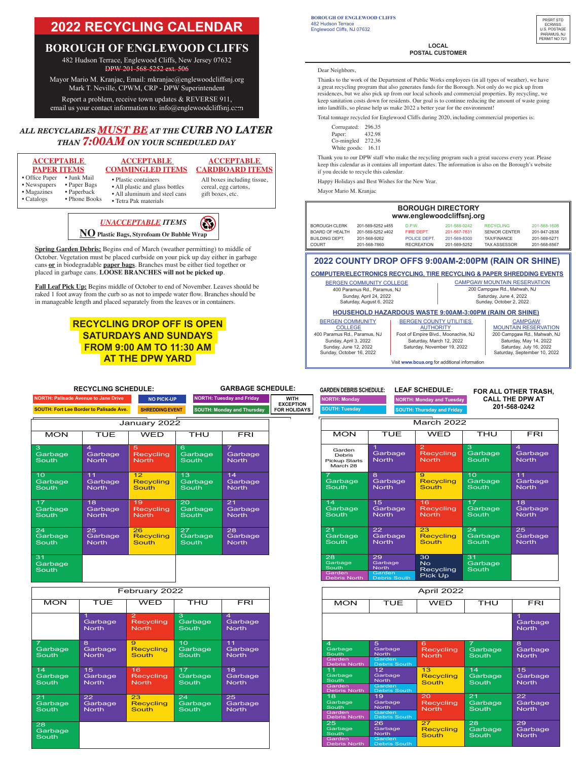# 2022 RECYCLING CALENDAR

## BOROUGH OF ENGLEWOOD CLIFFS

482 Hudson Terrace, Englewood Cliffs, New Jersey 07632

~~DPW 201-568-5252 ext. 506~~

Mayor Mario M. Kranjac, Email: mkranjac@englewoodcliffsnj.org

Mark T. Neville, CPWM, CRP - DPW Superintendent

Report a problem, receive town updates & REVERSE 911, email us your contact information to: info@englewoodcliffsnj.com

***ALL RECYCLABLES MUST BE AT THE CURB NO LATER THAN 7:00AM ON YOUR SCHEDULED DAY***

| ACCEPTABLE PAPER ITEMS | ACCEPTABLE COMMINGLED ITEMS | ACCEPTABLE CARDBOARD ITEMS |
|---|---|---|
| • Office Paper • Newspapers • Magazines • Catalogs • Junk Mail • Paper Bags • Paperback • Phone Books | • Plastic containers • All plastic and glass bottles • All aluminum and steel cans • Tetra Pak materials | All boxes including tissue, cereal, egg cartons, gift boxes, etc. |

***UNACCEPTABLE ITEMS***

**NO** **Plastic Bags, Styrofoam Or Bubble Wrap**

**Spring Garden Debris:** Begins end of March (weather permitting) to middle of October. Vegetation must be placed curbside on your pick up day either in garbage cans **or** in biodegradable **paper bags**. Branches must be either tied together or placed in garbage cans. **LOOSE BRANCHES will not be picked up**.

**Fall Leaf Pick Up:** Begins middle of October to end of November. Leaves should be raked 1 foot away from the curb so as not to impede water flow. Branches should be in manageable length and placed separately from the leaves or in containers.

**RECYCLING DROP OFF IS OPEN SATURDAYS AND SUNDAYS FROM 9:00 AM TO 11:30 AM AT THE DPW YARD**

BOROUGH OF ENGLEWOOD CLIFFS
482 Hudson Terrace
Englewood Cliffs, NJ 07632

PRSRT STD
ECRWSS
U.S. POSTAGE
PARAMUS, NJ
PERMIT NO 721

**LOCAL POSTAL CUSTOMER**

Dear Neighbors,

Thanks to the work of the Department of Public Works employees (in all types of weather), we have a great recycling program that also generates funds for the Borough. Not only do we pick up from residences, but we also pick up from our local schools and commercial properties. By recycling, we keep sanitation costs down for residents. Our goal is to continue reducing the amount of waste going into landfills, so please help us make 2022 a better year for the environment!

Total tonnage recycled for Englewood Cliffs during 2020, including commercial properties is:

Corrugated: 296.35
Paper: 432.98
Co-mingled 272.36
White goods: 16.11

Thank you to our DPW staff who make the recycling program such a great success every year. Please keep this calendar as it contains all important dates. The information is also on the Borough's website if you decide to recycle this calendar.

Happy Holidays and Best Wishes for the New Year.

Mayor Mario M. Kranjac

### BOROUGH DIRECTORY
**www.englewoodcliffsnj.org**

| | | | | | |
|---|---|---|---|---|---|
| BOROUGH CLERK | 201-569-5252 x455 | D.P.W. | 201-568-0242 | RECYCLING | 201-568-1606 |
| BOARD OF HEALTH | 201-569-5252 x402 | FIRE DEPT. | 201-567-7631 | SENIOR CENTER | 201-947-2838 |
| BUILDING DEPT. | 201-568-9262 | POLICE DEPT. | 201-569-8300 | TAX/FINANCE | 201-569-5271 |
| COURT | 201-568-7860 | RECREATION | 201-569-5252 | TAX ASSESSOR | 201-568-8567 |

### 2022 COUNTY DROP OFFS 9:00AM-2:00PM (RAIN OR SHINE)

**COMPUTER/ELECTRONICS RECYCLING, TIRE RECYCLING & PAPER SHREDDING EVENTS**

BERGEN COMMUNITY COLLEGE
400 Paramus Rd., Paramus, NJ
Sunday, April 24, 2022
Saturday, August 6, 2022

CAMPGAW MOUNTAIN RESERVATION
200 Campgaw Rd., Mahwah, NJ
Saturday, June 4, 2022
Sunday, October 2, 2022

**HOUSEHOLD HAZARDOUS WASTE 9:00AM-3:00PM (RAIN OR SHINE)**

BERGEN COMMUNITY COLLEGE
400 Paramus Rd., Paramus, NJ
Sunday, April 3, 2022
Sunday, June 12, 2022
Sunday, October 16, 2022

BERGEN COUNTY UTILITIES AUTHORITY
Foot of Empire Blvd., Moonachie, NJ
Saturday, March 12, 2022
Saturday, November 19, 2022

CAMPGAW MOUNTAIN RESERVATION
200 Campgaw Rd., Mahwah, NJ
Saturday, May 14, 2022
Saturday, July 16, 2022
Saturday, September 10, 2022

Visit **www.bcua.org** for additional information

**RECYCLING SCHEDULE:**
NORTH: Palisade Avenue to Jane Drive
SOUTH: Fort Lee Border to Palisade Ave.
NO PICK-UP
SHREDDING EVENT

**GARBAGE SCHEDULE:**
NORTH: Tuesday and Friday
SOUTH: Monday and Thursday
WITH EXCEPTION FOR HOLIDAYS

**GARDEN DEBRIS SCHEDULE:**
NORTH: Monday
SOUTH: Tuesday

**LEAF SCHEDULE:**
NORTH: Monday and Tuesday
SOUTH: Thursday and Friday

**FOR ALL OTHER TRASH, CALL THE DPW AT 201-568-0242**

**January 2022**

| MON | TUE | WED | THU | FRI |
|---|---|---|---|---|
| 3 Garbage South | 4 Garbage North | 5 Recycling North | 6 Garbage South | 7 Garbage North |
| 10 Garbage South | 11 Garbage North | 12 Recycling South | 13 Garbage South | 14 Garbage North |
| 17 Garbage South | 18 Garbage North | 19 Recycling North | 20 Garbage South | 21 Garbage North |
| 24 Garbage South | 25 Garbage North | 26 Recycling South | 27 Garbage South | 28 Garbage North |
| 31 Garbage South | | | | |

**February 2022**

| MON | TUE | WED | THU | FRI |
|---|---|---|---|---|
| | 1 Garbage North | 2 Recycling North | 3 Garbage South | 4 Garbage North |
| 7 Garbage South | 8 Garbage North | 9 Recycling South | 10 Garbage South | 11 Garbage North |
| 14 Garbage South | 15 Garbage North | 16 Recycling North | 17 Garbage South | 18 Garbage North |
| 21 Garbage South | 22 Garbage North | 23 Recycling South | 24 Garbage South | 25 Garbage North |
| 28 Garbage South | | | | |

**March 2022**

| MON | TUE | WED | THU | FRI |
|---|---|---|---|---|
| Garden Debris Pickup Starts March 28 | 1 Garbage North | 2 Recycling North | 3 Garbage South | 4 Garbage North |
| 7 Garbage South | 8 Garbage North | 9 Recycling South | 10 Garbage South | 11 Garbage North |
| 14 Garbage South | 15 Garbage North | 16 Recycling North | 17 Garbage South | 18 Garbage North |
| 21 Garbage South | 22 Garbage North | 23 Recycling South | 24 Garbage South | 25 Garbage North |
| 28 Garbage South Garden Debris North | 29 Garbage North Garden Debris South | 30 No Recycling Pick Up | 31 Garbage South | |

**April 2022**

| MON | TUE | WED | THU | FRI |
|---|---|---|---|---|
| | | | | 1 Garbage North |
| 4 Garbage South Garden Debris North | 5 Garbage North Garden Debris South | 6 Recycling North | 7 Garbage South | 8 Garbage North |
| 11 Garbage South Garden Debris North | 12 Garbage North Garden Debris South | 13 Recycling South | 14 Garbage South | 15 Garbage North |
| 18 Garbage South Garden Debris North | 19 Garbage North Garden Debris South | 20 Recycling North | 21 Garbage South | 22 Garbage North |
| 25 Garbage South Garden Debris North | 26 Garbage North Garden Debris South | 27 Recycling South | 28 Garbage South | 29 Garbage North |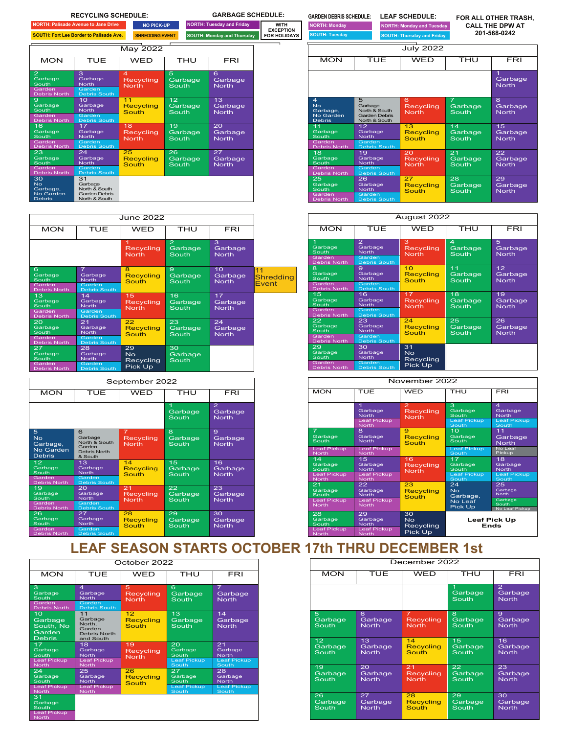## RECYCLING SCHEDULE:

- NORTH: Palisade Avenue to Jane Drive
- SOUTH: Fort Lee Border to Palisade Ave.
- NO PICK-UP
- SHREDDING EVENT

## GARBAGE SCHEDULE:

- NORTH: Tuesday and Friday
- SOUTH: Monday and Thursday
- WITH EXCEPTION FOR HOLIDAYS

## GARDEN DEBRIS SCHEDULE:

- NORTH: Monday
- SOUTH: Tuesday

## LEAF SCHEDULE:

- NORTH: Monday and Tuesday
- SOUTH: Thursday and Friday

**FOR ALL OTHER TRASH, CALL THE DPW AT 201-568-0242**

### May 2022

| MON | TUE | WED | THU | FRI |
|---|---|---|---|---|
| 2 Garbage South, Garden Debris North | 3 Garbage North, Garden Debris South | 4 Recycling North | 5 Garbage South | 6 Garbage North |
| 9 Garbage South, Garden Debris North | 10 Garbage North, Garden Debris South | 11 Recycling South | 12 Garbage South | 13 Garbage North |
| 16 Garbage South, Garden Debris North | 17 Garbage North, Garden Debris South | 18 Recycling North | 19 Garbage South | 20 Garbage North |
| 23 Garbage South, Garden Debris North | 24 Garbage North, Garden Debris South | 25 Recycling South | 26 Garbage South | 27 Garbage North |
| 30 No Garbage, No Garden Debris | 31 Garbage North & South, Garden Debris North & South | | | |

### July 2022

| MON | TUE | WED | THU | FRI |
|---|---|---|---|---|
| | | | | 1 Garbage North |
| 4 No Garbage, No Garden Debris | 5 Garbage North & South, Garden Debris North & South | 6 Recycling North | 7 Garbage South | 8 Garbage North |
| 11 Garbage South, Garden Debris North | 12 Garbage North, Garden Debris South | 13 Recycling South | 14 Garbage South | 15 Garbage North |
| 18 Garbage South, Garden Debris North | 19 Garbage North, Garden Debris South | 20 Recycling North | 21 Garbage South | 22 Garbage North |
| 25 Garbage South, Garden Debris North | 26 Garbage North, Garden Debris South | 27 Recycling South | 28 Garbage South | 29 Garbage North |

### June 2022

| MON | TUE | WED | THU | FRI |
|---|---|---|---|---|
| | | 1 Recycling North | 2 Garbage South | 3 Garbage North |
| 6 Garbage South, Garden Debris North | 7 Garbage North, Garden Debris South | 8 Recycling South | 9 Garbage South | 10 Garbage North |
| 13 Garbage South, Garden Debris North | 14 Garbage North, Garden Debris South | 15 Recycling North | 16 Garbage South | 17 Garbage North |
| 20 Garbage South, Garden Debris North | 21 Garbage North, Garden Debris South | 22 Recycling South | 23 Garbage South | 24 Garbage North |
| 27 Garbage South, Garden Debris North | 28 Garbage North, Garden Debris South | 29 No Recycling Pick Up | 30 Garbage South | |

11 Shredding Event

### August 2022

| MON | TUE | WED | THU | FRI |
|---|---|---|---|---|
| 1 Garbage South, Garden Debris North | 2 Garbage North, Garden Debris South | 3 Recycling North | 4 Garbage South | 5 Garbage North |
| 8 Garbage South, Garden Debris North | 9 Garbage North, Garden Debris South | 10 Recycling South | 11 Garbage South | 12 Garbage North |
| 15 Garbage South, Garden Debris North | 16 Garbage North, Garden Debris South | 17 Recycling North | 18 Garbage South | 19 Garbage North |
| 22 Garbage South, Garden Debris North | 23 Garbage North, Garden Debris South | 24 Recycling South | 25 Garbage South | 26 Garbage North |
| 29 Garbage South, Garden Debris North | 30 Garbage North, Garden Debris South | 31 No Recycling Pick Up | | |

### September 2022

| MON | TUE | WED | THU | FRI |
|---|---|---|---|---|
| | | | 1 Garbage South | 2 Garbage North |
| 5 No Garbage, No Garden Debris | 6 Garbage North & South, Garden Debris North & South | 7 Recycling North | 8 Garbage South | 9 Garbage North |
| 12 Garbage South, Garden Debris North | 13 Garbage North, Garden Debris South | 14 Recycling South | 15 Garbage South | 16 Garbage North |
| 19 Garbage South, Garden Debris North | 20 Garbage North, Garden Debris South | 21 Recycling North | 22 Garbage South | 23 Garbage North |
| 26 Garbage South, Garden Debris North | 27 Garbage North, Garden Debris South | 28 Recycling South | 29 Garbage South | 30 Garbage North |

### November 2022

| MON | TUE | WED | THU | FRI |
|---|---|---|---|---|
| | 1 Garbage North, Leaf Pickup North | 2 Recycling North | 3 Garbage South, Leaf Pickup South | 4 Garbage North, Leaf Pickup South |
| 7 Garbage South, Leaf Pickup North | 8 Garbage North, Leaf Pickup North | 9 Recycling South | 10 Garbage South, Leaf Pickup South | 11 Garbage North, No Leaf Pickup |
| 14 Garbage South, Leaf Pickup North | 15 Garbage North, Leaf Pickup North | 16 Recycling North | 17 Garbage South, Leaf Pickup South | 18 Garbage North, Leaf Pickup South |
| 21 Garbage South, Leaf Pickup North | 22 Garbage North, Leaf Pickup North | 23 Recycling South | 24 No Garbage, No Leaf Pick Up | 25 Garbage North, Garbage South, No Leaf Pickup |
| 28 Garbage South, Leaf Pickup North | 29 Garbage North, Leaf Pickup North | 30 No Recycling Pick Up | Leaf Pick Up Ends | |

## LEAF SEASON STARTS OCTOBER 17th THRU DECEMBER 1st

### October 2022

| MON | TUE | WED | THU | FRI |
|---|---|---|---|---|
| 3 Garbage South, Garden Debris North | 4 Garbage North, Garden Debris South | 5 Recycling North | 6 Garbage South | 7 Garbage North |
| 10 Garbage South, No Garden Debris | 11 Garbage North, Garden Debris North and South | 12 Recycling South | 13 Garbage South | 14 Garbage North |
| 17 Garbage South, Leaf Pickup North | 18 Garbage North, Leaf Pickup North | 19 Recycling North | 20 Garbage South, Leaf Pickup South | 21 Garbage North, Leaf Pickup South |
| 24 Garbage South, Leaf Pickup North | 25 Garbage North, Leaf Pickup North | 26 Recycling South | 27 Garbage South, Leaf Pickup South | 28 Garbage North, Leaf Pickup South |
| 31 Garbage South, Leaf Pickup North | | | | |

### December 2022

| MON | TUE | WED | THU | FRI |
|---|---|---|---|---|
| | | | 1 Garbage South | 2 Garbage North |
| 5 Garbage South | 6 Garbage North | 7 Recycling North | 8 Garbage South | 9 Garbage North |
| 12 Garbage South | 13 Garbage North | 14 Recycling South | 15 Garbage South | 16 Garbage North |
| 19 Garbage South | 20 Garbage North | 21 Recycling North | 22 Garbage South | 23 Garbage North |
| 26 Garbage South | 27 Garbage North | 28 Recycling South | 29 Garbage South | 30 Garbage North |